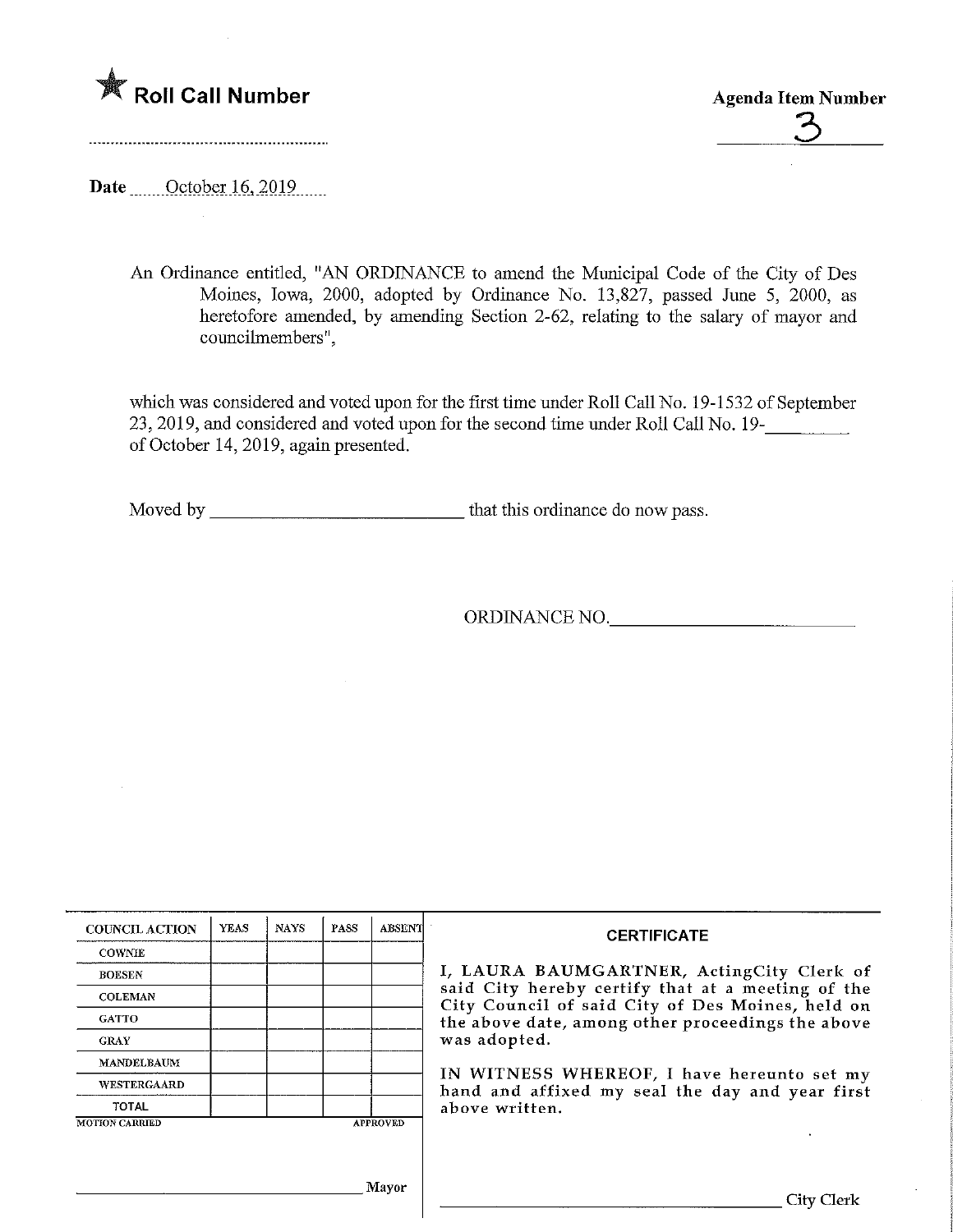★ **Roll Call Number**

**Agenda Item Number**

3

**Date** October 16, 2019

An Ordinance entitled, "AN ORDINANCE to amend the Municipal Code of the City of Des Moines, Iowa, 2000, adopted by Ordinance No. 13,827, passed June 5, 2000, as heretofore amended, by amending Section 2-62, relating to the salary of mayor and councilmembers",

which was considered and voted upon for the first time under Roll Call No. 19-1532 of September 23, 2019, and considered and voted upon for the second time under Roll Call No. 19-________ of October 14, 2019, again presented.

Moved by ____________________________ that this ordinance do now pass.

ORDINANCE NO.____________________________

| COUNCIL ACTION | YEAS | NAYS | PASS | ABSENT |
|---|---|---|---|---|
| COWNIE | | | | |
| BOESEN | | | | |
| COLEMAN | | | | |
| GATTO | | | | |
| GRAY | | | | |
| MANDELBAUM | | | | |
| WESTERGAARD | | | | |
| TOTAL | | | | |

MOTION CARRIED APPROVED

________________________________ Mayor

**CERTIFICATE**

I, LAURA BAUMGARTNER, ActingCity Clerk of said City hereby certify that at a meeting of the City Council of said City of Des Moines, held on the above date, among other proceedings the above was adopted.

IN WITNESS WHEREOF, I have hereunto set my hand and affixed my seal the day and year first above written.

________________________________ City Clerk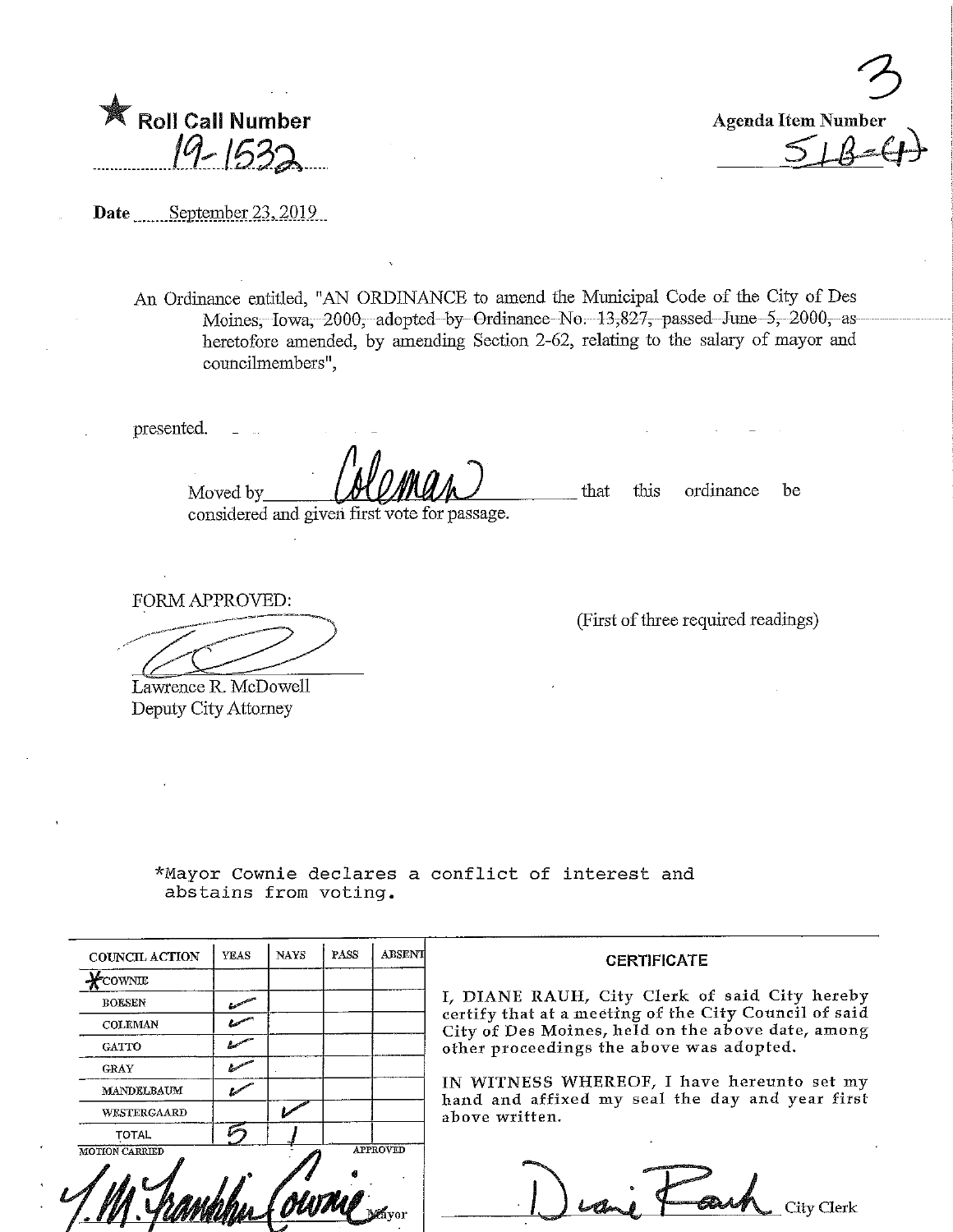★ Roll Call Number

19-1532

Agenda Item Number

3

51B-(4)

Date September 23, 2019

An Ordinance entitled, "AN ORDINANCE to amend the Municipal Code of the City of Des Moines, Iowa, 2000, adopted by Ordinance No. 13,827, passed June 5, 2000, as heretofore amended, by amending Section 2-62, relating to the salary of mayor and councilmembers",

presented.

Moved by Coleman that this ordinance be considered and given first vote for passage.

FORM APPROVED:

Lawrence R. McDowell
Deputy City Attorney

(First of three required readings)

*Mayor Cownie declares a conflict of interest and abstains from voting.

| COUNCIL ACTION | YEAS | NAYS | PASS | ABSENT |
| --- | --- | --- | --- | --- |
| *COWNIE | | | | |
| BOESEN | ✓ | | | |
| COLEMAN | ✓ | | | |
| GATTO | ✓ | | | |
| GRAY | ✓ | | | |
| MANDELBAUM | ✓ | | | |
| WESTERGAARD | | ✓ | | |
| TOTAL | 5 | 1 | | |

MOTION CARRIED APPROVED

T.M. Franklin Cownie, Mayor

**CERTIFICATE**

I, DIANE RAUH, City Clerk of said City hereby certify that at a meeting of the City Council of said City of Des Moines, held on the above date, among other proceedings the above was adopted.

IN WITNESS WHEREOF, I have hereunto set my hand and affixed my seal the day and year first above written.

Diane Rauh City Clerk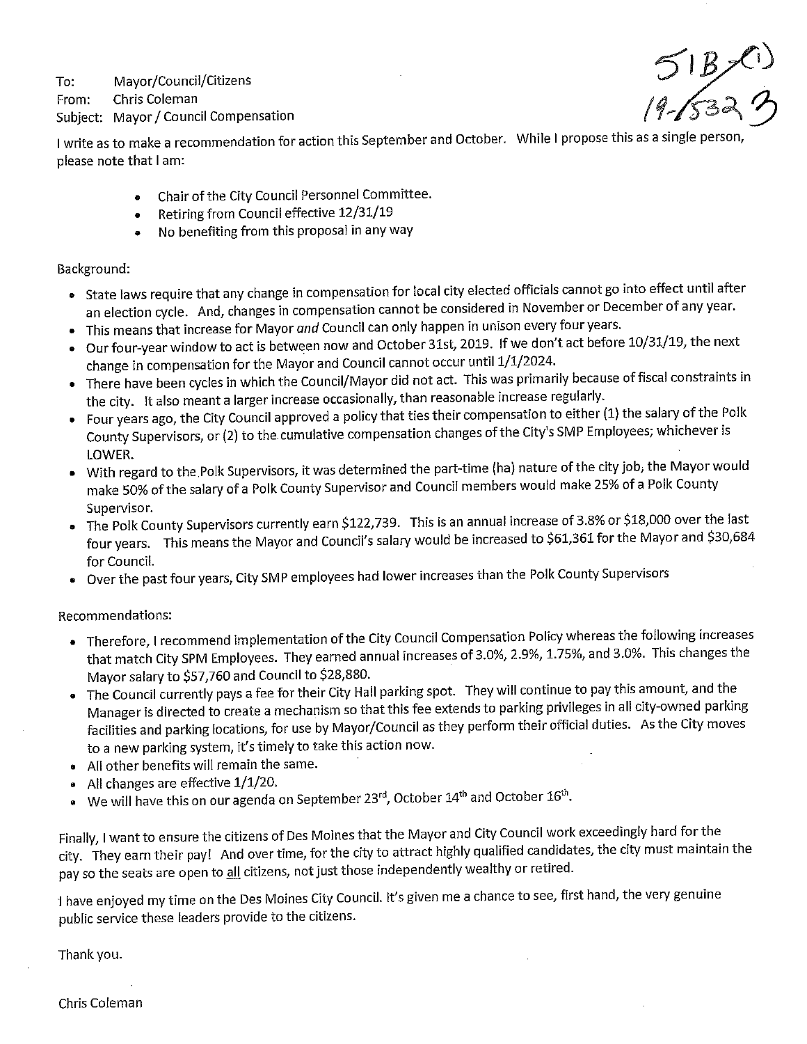51B (1)
19-1532 3

To: Mayor/Council/Citizens
From: Chris Coleman
Subject: Mayor / Council Compensation

I write as to make a recommendation for action this September and October. While I propose this as a single person, please note that I am:

- Chair of the City Council Personnel Committee.
- Retiring from Council effective 12/31/19
- No benefiting from this proposal in any way

Background:

- State laws require that any change in compensation for local city elected officials cannot go into effect until after an election cycle. And, changes in compensation cannot be considered in November or December of any year.
- This means that increase for Mayor *and* Council can only happen in unison every four years.
- Our four-year window to act is between now and October 31st, 2019. If we don't act before 10/31/19, the next change in compensation for the Mayor and Council cannot occur until 1/1/2024.
- There have been cycles in which the Council/Mayor did not act. This was primarily because of fiscal constraints in the city. It also meant a larger increase occasionally, than reasonable increase regularly.
- Four years ago, the City Council approved a policy that ties their compensation to either (1) the salary of the Polk County Supervisors, or (2) to the cumulative compensation changes of the City's SMP Employees; whichever is LOWER.
- With regard to the Polk Supervisors, it was determined the part-time (ha) nature of the city job, the Mayor would make 50% of the salary of a Polk County Supervisor and Council members would make 25% of a Polk County Supervisor.
- The Polk County Supervisors currently earn $122,739. This is an annual increase of 3.8% or $18,000 over the last four years. This means the Mayor and Council's salary would be increased to $61,361 for the Mayor and $30,684 for Council.
- Over the past four years, City SMP employees had lower increases than the Polk County Supervisors

Recommendations:

- Therefore, I recommend implementation of the City Council Compensation Policy whereas the following increases that match City SPM Employees. They earned annual increases of 3.0%, 2.9%, 1.75%, and 3.0%. This changes the Mayor salary to $57,760 and Council to $28,880.
- The Council currently pays a fee for their City Hall parking spot. They will continue to pay this amount, and the Manager is directed to create a mechanism so that this fee extends to parking privileges in all city-owned parking facilities and parking locations, for use by Mayor/Council as they perform their official duties. As the City moves to a new parking system, it's timely to take this action now.
- All other benefits will remain the same.
- All changes are effective 1/1/20.
- We will have this on our agenda on September 23rd, October 14th and October 16th.

Finally, I want to ensure the citizens of Des Moines that the Mayor and City Council work exceedingly hard for the city. They earn their pay! And over time, for the city to attract highly qualified candidates, the city must maintain the pay so the seats are open to <u>all</u> citizens, not just those independently wealthy or retired.

I have enjoyed my time on the Des Moines City Council. It's given me a chance to see, first hand, the very genuine public service these leaders provide to the citizens.

Thank you.

Chris Coleman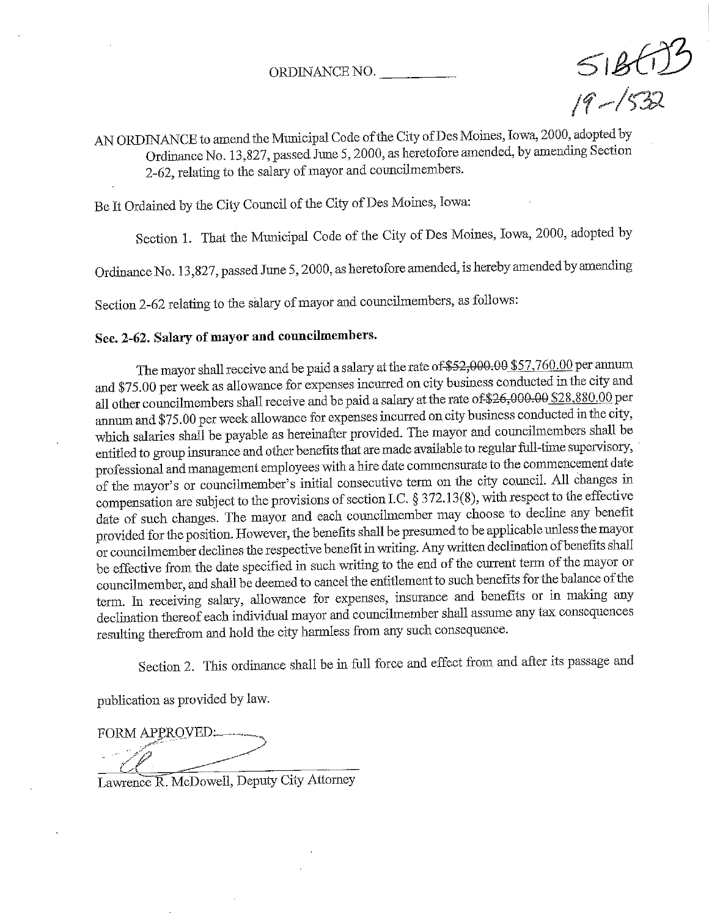ORDINANCE NO. __________

51B(1)3
19-1532

AN ORDINANCE to amend the Municipal Code of the City of Des Moines, Iowa, 2000, adopted by Ordinance No. 13,827, passed June 5, 2000, as heretofore amended, by amending Section 2-62, relating to the salary of mayor and councilmembers.

Be It Ordained by the City Council of the City of Des Moines, Iowa:

Section 1. That the Municipal Code of the City of Des Moines, Iowa, 2000, adopted by Ordinance No. 13,827, passed June 5, 2000, as heretofore amended, is hereby amended by amending Section 2-62 relating to the salary of mayor and councilmembers, as follows:

**Sec. 2-62. Salary of mayor and councilmembers.**

The mayor shall receive and be paid a salary at the rate of ~~$52,000.00~~ <u>$57,760.00</u> per annum and $75.00 per week as allowance for expenses incurred on city business conducted in the city and all other councilmembers shall receive and be paid a salary at the rate of ~~$26,000.00~~ <u>$28,880.00</u> per annum and $75.00 per week allowance for expenses incurred on city business conducted in the city, which salaries shall be payable as hereinafter provided. The mayor and councilmembers shall be entitled to group insurance and other benefits that are made available to regular full-time supervisory, professional and management employees with a hire date commensurate to the commencement date of the mayor's or councilmember's initial consecutive term on the city council. All changes in compensation are subject to the provisions of section I.C. § 372.13(8), with respect to the effective date of such changes. The mayor and each councilmember may choose to decline any benefit provided for the position. However, the benefits shall be presumed to be applicable unless the mayor or councilmember declines the respective benefit in writing. Any written declination of benefits shall be effective from the date specified in such writing to the end of the current term of the mayor or councilmember, and shall be deemed to cancel the entitlement to such benefits for the balance of the term. In receiving salary, allowance for expenses, insurance and benefits or in making any declination thereof each individual mayor and councilmember shall assume any tax consequences resulting therefrom and hold the city harmless from any such consequence.

Section 2. This ordinance shall be in full force and effect from and after its passage and publication as provided by law.

FORM APPROVED:

Lawrence R. McDowell, Deputy City Attorney